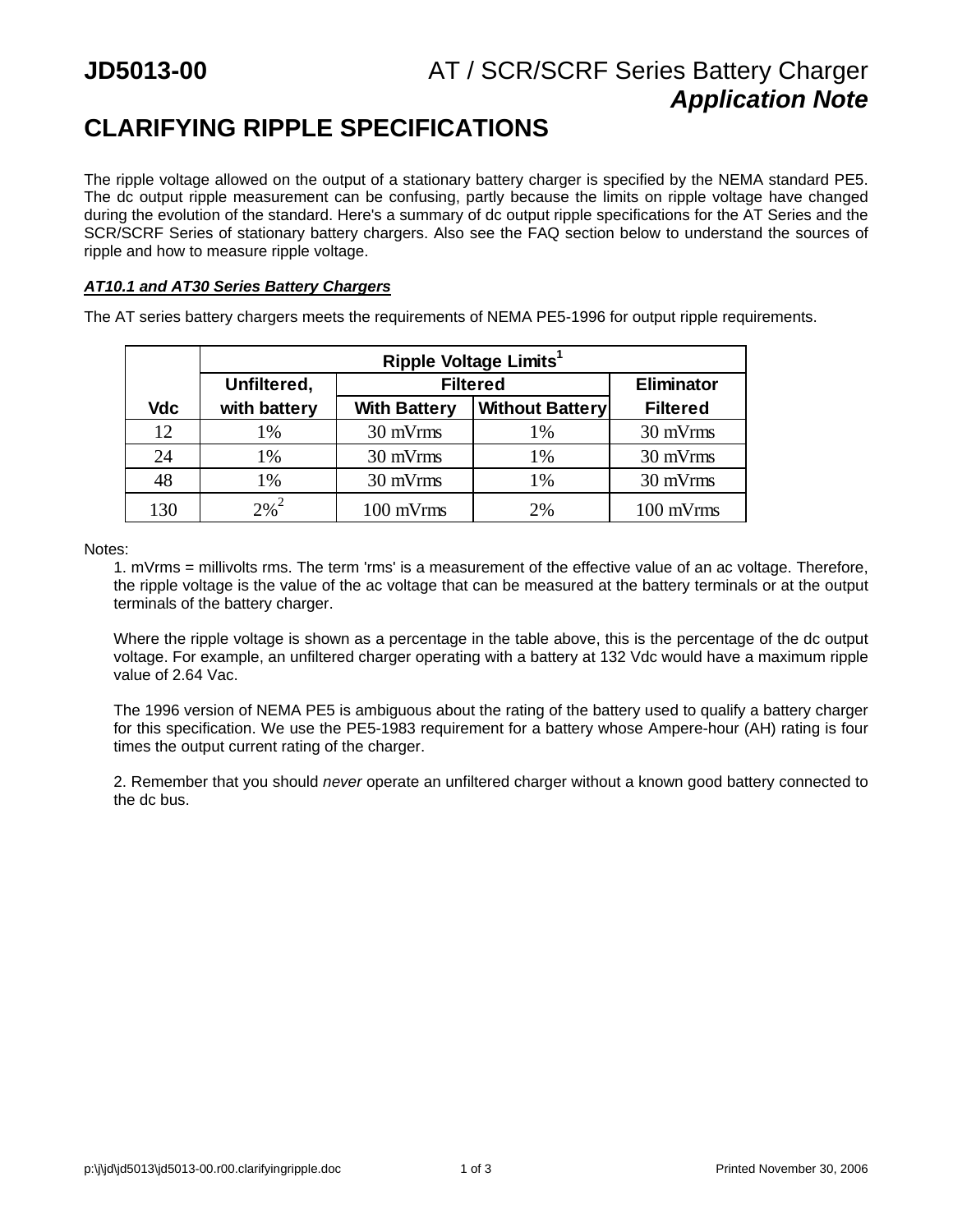**JD5013-00** AT / SCR/SCRF Series Battery Charger
***Application Note***

# CLARIFYING RIPPLE SPECIFICATIONS

The ripple voltage allowed on the output of a stationary battery charger is specified by the NEMA standard PE5. The dc output ripple measurement can be confusing, partly because the limits on ripple voltage have changed during the evolution of the standard. Here's a summary of dc output ripple specifications for the AT Series and the SCR/SCRF Series of stationary battery chargers. Also see the FAQ section below to understand the sources of ripple and how to measure ripple voltage.

***AT10.1 and AT30 Series Battery Chargers***

The AT series battery chargers meets the requirements of NEMA PE5-1996 for output ripple requirements.

| | Ripple Voltage Limits[1] | | | |
|---|---|---|---|---|
| | Unfiltered, | Filtered | | Eliminator |
| Vdc | with battery | With Battery | Without Battery | Filtered |
| 12 | 1% | 30 mVrms | 1% | 30 mVrms |
| 24 | 1% | 30 mVrms | 1% | 30 mVrms |
| 48 | 1% | 30 mVrms | 1% | 30 mVrms |
| 130 | 2%[2] | 100 mVrms | 2% | 100 mVrms |

Notes:

1. mVrms = millivolts rms. The term 'rms' is a measurement of the effective value of an ac voltage. Therefore, the ripple voltage is the value of the ac voltage that can be measured at the battery terminals or at the output terminals of the battery charger.

   Where the ripple voltage is shown as a percentage in the table above, this is the percentage of the dc output voltage. For example, an unfiltered charger operating with a battery at 132 Vdc would have a maximum ripple value of 2.64 Vac.

   The 1996 version of NEMA PE5 is ambiguous about the rating of the battery used to qualify a battery charger for this specification. We use the PE5-1983 requirement for a battery whose Ampere-hour (AH) rating is four times the output current rating of the charger.

2. Remember that you should *never* operate an unfiltered charger without a known good battery connected to the dc bus.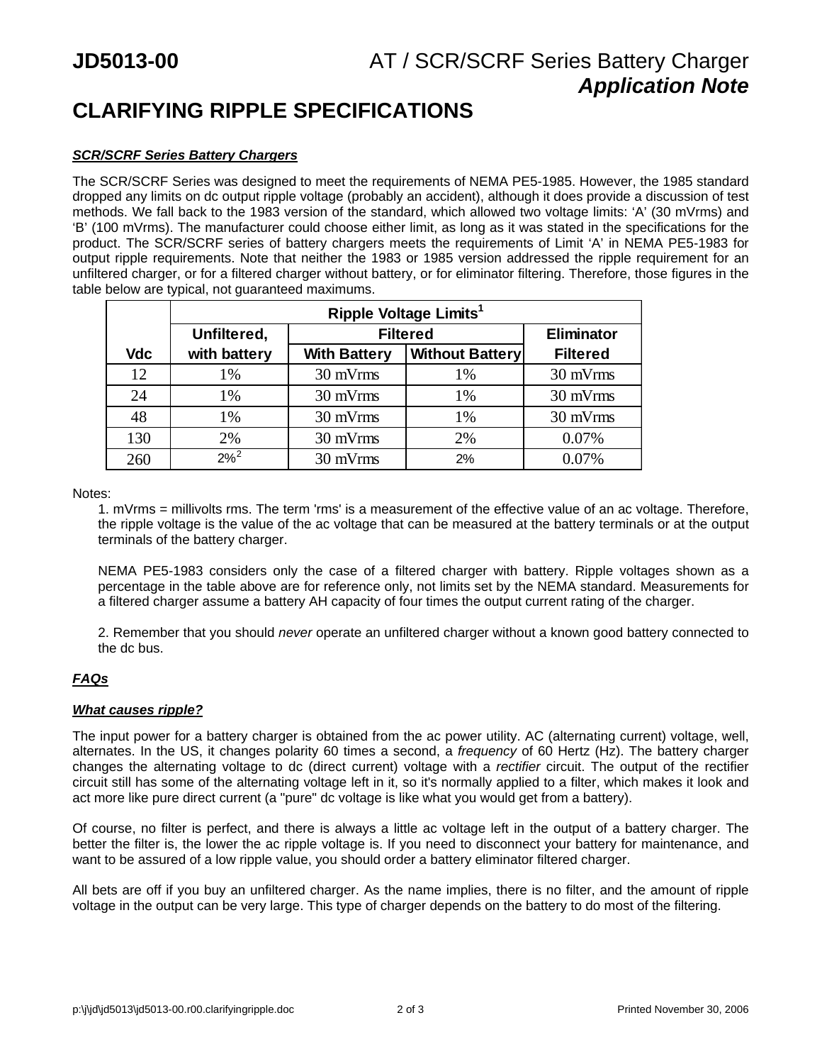# JD5013-00 AT / SCR/SCRF Series Battery Charger *Application Note*

# CLARIFYING RIPPLE SPECIFICATIONS

***SCR/SCRF Series Battery Chargers***

The SCR/SCRF Series was designed to meet the requirements of NEMA PE5-1985. However, the 1985 standard dropped any limits on dc output ripple voltage (probably an accident), although it does provide a discussion of test methods. We fall back to the 1983 version of the standard, which allowed two voltage limits: 'A' (30 mVrms) and 'B' (100 mVrms). The manufacturer could choose either limit, as long as it was stated in the specifications for the product. The SCR/SCRF series of battery chargers meets the requirements of Limit 'A' in NEMA PE5-1983 for output ripple requirements. Note that neither the 1983 or 1985 version addressed the ripple requirement for an unfiltered charger, or for a filtered charger without battery, or for eliminator filtering. Therefore, those figures in the table below are typical, not guaranteed maximums.

| | Ripple Voltage Limits[1] | | | |
|---|---|---|---|---|
| | Unfiltered, | Filtered | | Eliminator |
| Vdc | with battery | With Battery | Without Battery | Filtered |
| 12 | 1% | 30 mVrms | 1% | 30 mVrms |
| 24 | 1% | 30 mVrms | 1% | 30 mVrms |
| 48 | 1% | 30 mVrms | 1% | 30 mVrms |
| 130 | 2% | 30 mVrms | 2% | 0.07% |
| 260 | 2%[2] | 30 mVrms | 2% | 0.07% |

Notes:

1. mVrms = millivolts rms. The term 'rms' is a measurement of the effective value of an ac voltage. Therefore, the ripple voltage is the value of the ac voltage that can be measured at the battery terminals or at the output terminals of the battery charger.

   NEMA PE5-1983 considers only the case of a filtered charger with battery. Ripple voltages shown as a percentage in the table above are for reference only, not limits set by the NEMA standard. Measurements for a filtered charger assume a battery AH capacity of four times the output current rating of the charger.

2. Remember that you should *never* operate an unfiltered charger without a known good battery connected to the dc bus.

***FAQs***

***What causes ripple?***

The input power for a battery charger is obtained from the ac power utility. AC (alternating current) voltage, well, alternates. In the US, it changes polarity 60 times a second, a *frequency* of 60 Hertz (Hz). The battery charger changes the alternating voltage to dc (direct current) voltage with a *rectifier* circuit. The output of the rectifier circuit still has some of the alternating voltage left in it, so it's normally applied to a filter, which makes it look and act more like pure direct current (a "pure" dc voltage is like what you would get from a battery).

Of course, no filter is perfect, and there is always a little ac voltage left in the output of a battery charger. The better the filter is, the lower the ac ripple voltage is. If you need to disconnect your battery for maintenance, and want to be assured of a low ripple value, you should order a battery eliminator filtered charger.

All bets are off if you buy an unfiltered charger. As the name implies, there is no filter, and the amount of ripple voltage in the output can be very large. This type of charger depends on the battery to do most of the filtering.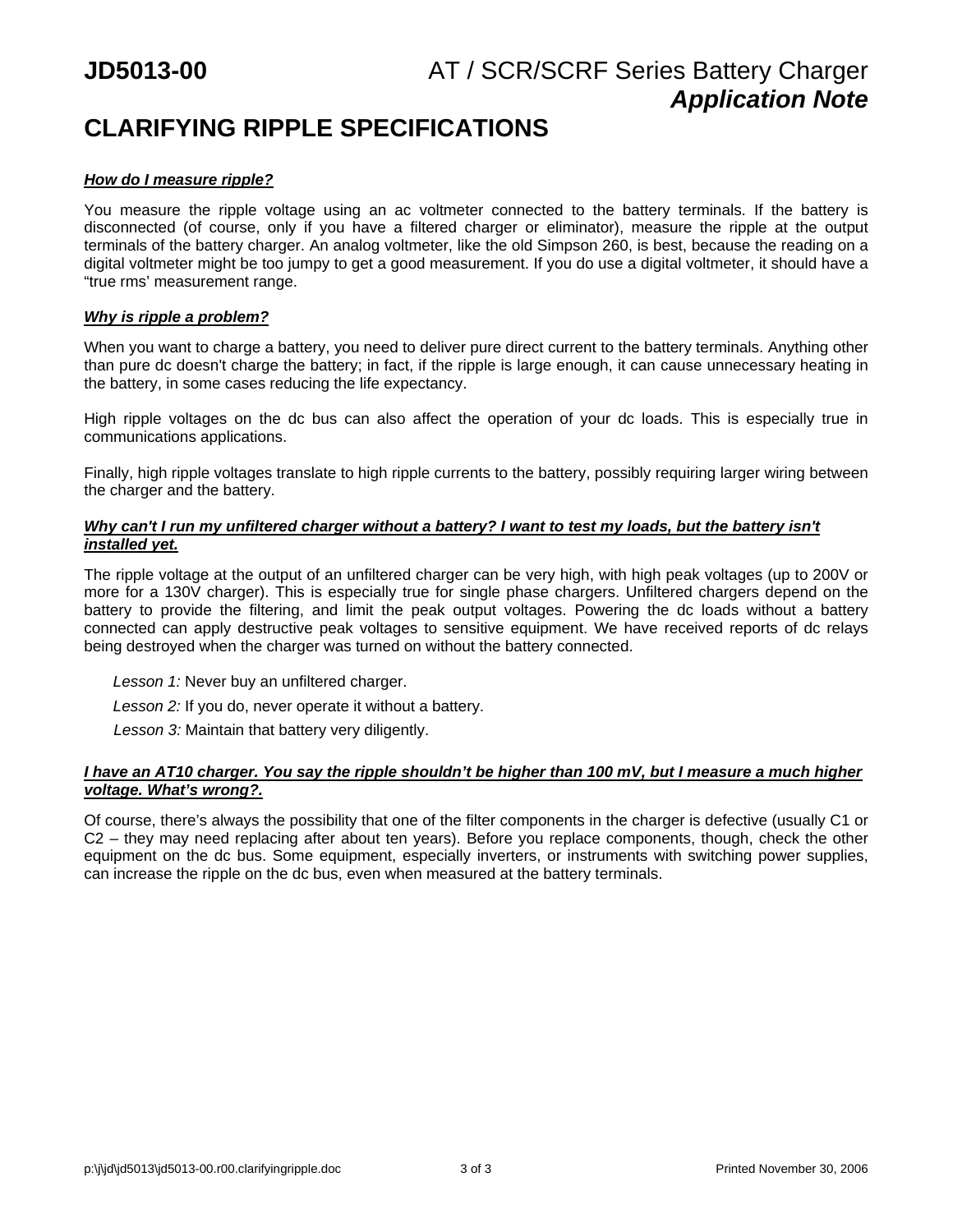## CLARIFYING RIPPLE SPECIFICATIONS

***How do I measure ripple?***

You measure the ripple voltage using an ac voltmeter connected to the battery terminals. If the battery is disconnected (of course, only if you have a filtered charger or eliminator), measure the ripple at the output terminals of the battery charger. An analog voltmeter, like the old Simpson 260, is best, because the reading on a digital voltmeter might be too jumpy to get a good measurement. If you do use a digital voltmeter, it should have a "true rms' measurement range.

***Why is ripple a problem?***

When you want to charge a battery, you need to deliver pure direct current to the battery terminals. Anything other than pure dc doesn't charge the battery; in fact, if the ripple is large enough, it can cause unnecessary heating in the battery, in some cases reducing the life expectancy.

High ripple voltages on the dc bus can also affect the operation of your dc loads. This is especially true in communications applications.

Finally, high ripple voltages translate to high ripple currents to the battery, possibly requiring larger wiring between the charger and the battery.

***Why can't I run my unfiltered charger without a battery? I want to test my loads, but the battery isn't installed yet.***

The ripple voltage at the output of an unfiltered charger can be very high, with high peak voltages (up to 200V or more for a 130V charger). This is especially true for single phase chargers. Unfiltered chargers depend on the battery to provide the filtering, and limit the peak output voltages. Powering the dc loads without a battery connected can apply destructive peak voltages to sensitive equipment. We have received reports of dc relays being destroyed when the charger was turned on without the battery connected.

*Lesson 1:* Never buy an unfiltered charger.

*Lesson 2:* If you do, never operate it without a battery.

*Lesson 3:* Maintain that battery very diligently.

***I have an AT10 charger. You say the ripple shouldn't be higher than 100 mV, but I measure a much higher voltage. What's wrong?.***

Of course, there's always the possibility that one of the filter components in the charger is defective (usually C1 or C2 – they may need replacing after about ten years). Before you replace components, though, check the other equipment on the dc bus. Some equipment, especially inverters, or instruments with switching power supplies, can increase the ripple on the dc bus, even when measured at the battery terminals.